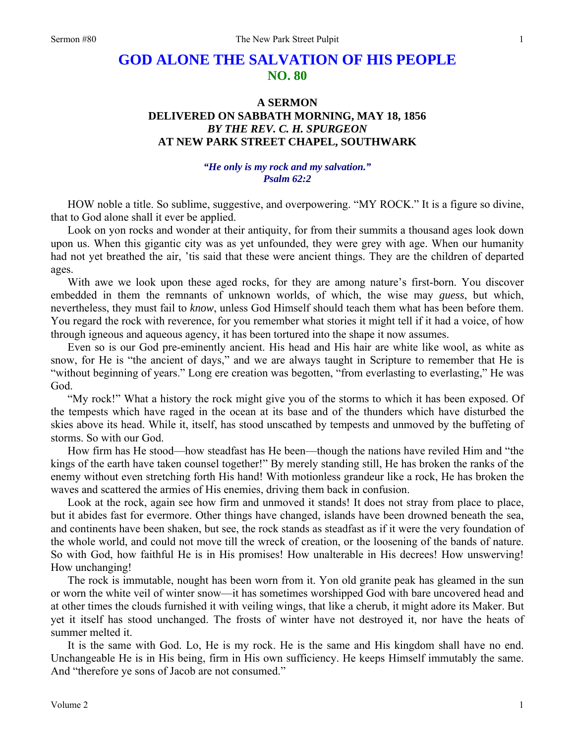# GOD ALONE THE SALVATION OF HIS PEOPLE
## NO. 80

### A SERMON
### DELIVERED ON SABBATH MORNING, MAY 18, 1856
### *BY THE REV. C. H. SPURGEON*
### AT NEW PARK STREET CHAPEL, SOUTHWARK

***"He only is my rock and my salvation."***
***Psalm 62:2***

HOW noble a title. So sublime, suggestive, and overpowering. "MY ROCK." It is a figure so divine, that to God alone shall it ever be applied.

Look on yon rocks and wonder at their antiquity, for from their summits a thousand ages look down upon us. When this gigantic city was as yet unfounded, they were grey with age. When our humanity had not yet breathed the air, 'tis said that these were ancient things. They are the children of departed ages.

With awe we look upon these aged rocks, for they are among nature's first-born. You discover embedded in them the remnants of unknown worlds, of which, the wise may *guess*, but which, nevertheless, they must fail to *know*, unless God Himself should teach them what has been before them. You regard the rock with reverence, for you remember what stories it might tell if it had a voice, of how through igneous and aqueous agency, it has been tortured into the shape it now assumes.

Even so is our God pre-eminently ancient. His head and His hair are white like wool, as white as snow, for He is "the ancient of days," and we are always taught in Scripture to remember that He is "without beginning of years." Long ere creation was begotten, "from everlasting to everlasting," He was God.

"My rock!" What a history the rock might give you of the storms to which it has been exposed. Of the tempests which have raged in the ocean at its base and of the thunders which have disturbed the skies above its head. While it, itself, has stood unscathed by tempests and unmoved by the buffeting of storms. So with our God.

How firm has He stood—how steadfast has He been—though the nations have reviled Him and "the kings of the earth have taken counsel together!" By merely standing still, He has broken the ranks of the enemy without even stretching forth His hand! With motionless grandeur like a rock, He has broken the waves and scattered the armies of His enemies, driving them back in confusion.

Look at the rock, again see how firm and unmoved it stands! It does not stray from place to place, but it abides fast for evermore. Other things have changed, islands have been drowned beneath the sea, and continents have been shaken, but see, the rock stands as steadfast as if it were the very foundation of the whole world, and could not move till the wreck of creation, or the loosening of the bands of nature. So with God, how faithful He is in His promises! How unalterable in His decrees! How unswerving! How unchanging!

The rock is immutable, nought has been worn from it. Yon old granite peak has gleamed in the sun or worn the white veil of winter snow—it has sometimes worshipped God with bare uncovered head and at other times the clouds furnished it with veiling wings, that like a cherub, it might adore its Maker. But yet it itself has stood unchanged. The frosts of winter have not destroyed it, nor have the heats of summer melted it.

It is the same with God. Lo, He is my rock. He is the same and His kingdom shall have no end. Unchangeable He is in His being, firm in His own sufficiency. He keeps Himself immutably the same. And "therefore ye sons of Jacob are not consumed."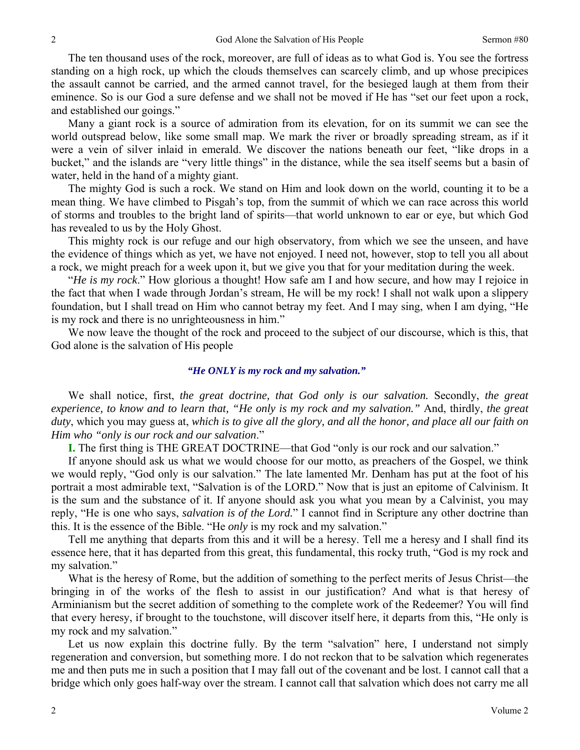The ten thousand uses of the rock, moreover, are full of ideas as to what God is. You see the fortress standing on a high rock, up which the clouds themselves can scarcely climb, and up whose precipices the assault cannot be carried, and the armed cannot travel, for the besieged laugh at them from their eminence. So is our God a sure defense and we shall not be moved if He has "set our feet upon a rock, and established our goings."

Many a giant rock is a source of admiration from its elevation, for on its summit we can see the world outspread below, like some small map. We mark the river or broadly spreading stream, as if it were a vein of silver inlaid in emerald. We discover the nations beneath our feet, "like drops in a bucket," and the islands are "very little things" in the distance, while the sea itself seems but a basin of water, held in the hand of a mighty giant.

The mighty God is such a rock. We stand on Him and look down on the world, counting it to be a mean thing. We have climbed to Pisgah's top, from the summit of which we can race across this world of storms and troubles to the bright land of spirits—that world unknown to ear or eye, but which God has revealed to us by the Holy Ghost.

This mighty rock is our refuge and our high observatory, from which we see the unseen, and have the evidence of things which as yet, we have not enjoyed. I need not, however, stop to tell you all about a rock, we might preach for a week upon it, but we give you that for your meditation during the week.

"*He is my rock*." How glorious a thought! How safe am I and how secure, and how may I rejoice in the fact that when I wade through Jordan's stream, He will be my rock! I shall not walk upon a slippery foundation, but I shall tread on Him who cannot betray my feet. And I may sing, when I am dying, "He is my rock and there is no unrighteousness in him."

We now leave the thought of the rock and proceed to the subject of our discourse, which is this, that God alone is the salvation of His people

***"He ONLY is my rock and my salvation."***

We shall notice, first, *the great doctrine, that God only is our salvation.* Secondly, *the great experience, to know and to learn that, "He only is my rock and my salvation."* And, thirdly, *the great duty*, which you may guess at, *which is to give all the glory, and all the honor, and place all our faith on Him who "only is our rock and our salvation*."

**I.** The first thing is THE GREAT DOCTRINE—that God "only is our rock and our salvation."

If anyone should ask us what we would choose for our motto, as preachers of the Gospel, we think we would reply, "God only is our salvation." The late lamented Mr. Denham has put at the foot of his portrait a most admirable text, "Salvation is of the LORD." Now that is just an epitome of Calvinism. It is the sum and the substance of it. If anyone should ask you what you mean by a Calvinist, you may reply, "He is one who says, *salvation is of the Lord*." I cannot find in Scripture any other doctrine than this. It is the essence of the Bible. "He *only* is my rock and my salvation."

Tell me anything that departs from this and it will be a heresy. Tell me a heresy and I shall find its essence here, that it has departed from this great, this fundamental, this rocky truth, "God is my rock and my salvation."

What is the heresy of Rome, but the addition of something to the perfect merits of Jesus Christ—the bringing in of the works of the flesh to assist in our justification? And what is that heresy of Arminianism but the secret addition of something to the complete work of the Redeemer? You will find that every heresy, if brought to the touchstone, will discover itself here, it departs from this, "He only is my rock and my salvation."

Let us now explain this doctrine fully. By the term "salvation" here, I understand not simply regeneration and conversion, but something more. I do not reckon that to be salvation which regenerates me and then puts me in such a position that I may fall out of the covenant and be lost. I cannot call that a bridge which only goes half-way over the stream. I cannot call that salvation which does not carry me all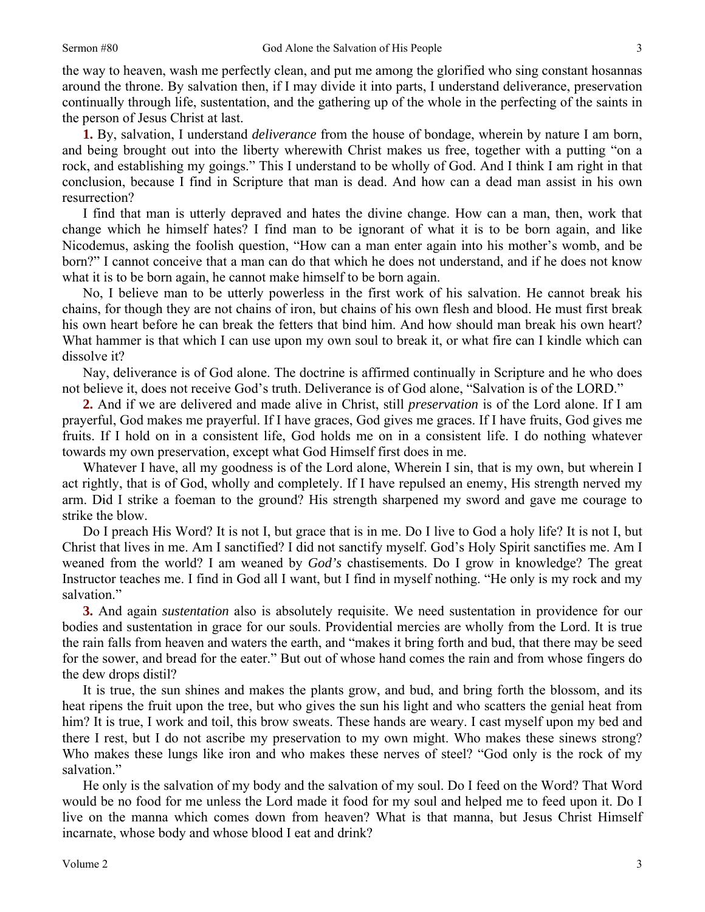the way to heaven, wash me perfectly clean, and put me among the glorified who sing constant hosannas around the throne. By salvation then, if I may divide it into parts, I understand deliverance, preservation continually through life, sustentation, and the gathering up of the whole in the perfecting of the saints in the person of Jesus Christ at last.

**1.** By, salvation, I understand *deliverance* from the house of bondage, wherein by nature I am born, and being brought out into the liberty wherewith Christ makes us free, together with a putting "on a rock, and establishing my goings." This I understand to be wholly of God. And I think I am right in that conclusion, because I find in Scripture that man is dead. And how can a dead man assist in his own resurrection?

I find that man is utterly depraved and hates the divine change. How can a man, then, work that change which he himself hates? I find man to be ignorant of what it is to be born again, and like Nicodemus, asking the foolish question, "How can a man enter again into his mother's womb, and be born?" I cannot conceive that a man can do that which he does not understand, and if he does not know what it is to be born again, he cannot make himself to be born again.

No, I believe man to be utterly powerless in the first work of his salvation. He cannot break his chains, for though they are not chains of iron, but chains of his own flesh and blood. He must first break his own heart before he can break the fetters that bind him. And how should man break his own heart? What hammer is that which I can use upon my own soul to break it, or what fire can I kindle which can dissolve it?

Nay, deliverance is of God alone. The doctrine is affirmed continually in Scripture and he who does not believe it, does not receive God's truth. Deliverance is of God alone, "Salvation is of the LORD."

**2.** And if we are delivered and made alive in Christ, still *preservation* is of the Lord alone. If I am prayerful, God makes me prayerful. If I have graces, God gives me graces. If I have fruits, God gives me fruits. If I hold on in a consistent life, God holds me on in a consistent life. I do nothing whatever towards my own preservation, except what God Himself first does in me.

Whatever I have, all my goodness is of the Lord alone, Wherein I sin, that is my own, but wherein I act rightly, that is of God, wholly and completely. If I have repulsed an enemy, His strength nerved my arm. Did I strike a foeman to the ground? His strength sharpened my sword and gave me courage to strike the blow.

Do I preach His Word? It is not I, but grace that is in me. Do I live to God a holy life? It is not I, but Christ that lives in me. Am I sanctified? I did not sanctify myself. God's Holy Spirit sanctifies me. Am I weaned from the world? I am weaned by *God's* chastisements. Do I grow in knowledge? The great Instructor teaches me. I find in God all I want, but I find in myself nothing. "He only is my rock and my salvation."

**3.** And again *sustentation* also is absolutely requisite. We need sustentation in providence for our bodies and sustentation in grace for our souls. Providential mercies are wholly from the Lord. It is true the rain falls from heaven and waters the earth, and "makes it bring forth and bud, that there may be seed for the sower, and bread for the eater." But out of whose hand comes the rain and from whose fingers do the dew drops distil?

It is true, the sun shines and makes the plants grow, and bud, and bring forth the blossom, and its heat ripens the fruit upon the tree, but who gives the sun his light and who scatters the genial heat from him? It is true, I work and toil, this brow sweats. These hands are weary. I cast myself upon my bed and there I rest, but I do not ascribe my preservation to my own might. Who makes these sinews strong? Who makes these lungs like iron and who makes these nerves of steel? "God only is the rock of my salvation."

He only is the salvation of my body and the salvation of my soul. Do I feed on the Word? That Word would be no food for me unless the Lord made it food for my soul and helped me to feed upon it. Do I live on the manna which comes down from heaven? What is that manna, but Jesus Christ Himself incarnate, whose body and whose blood I eat and drink?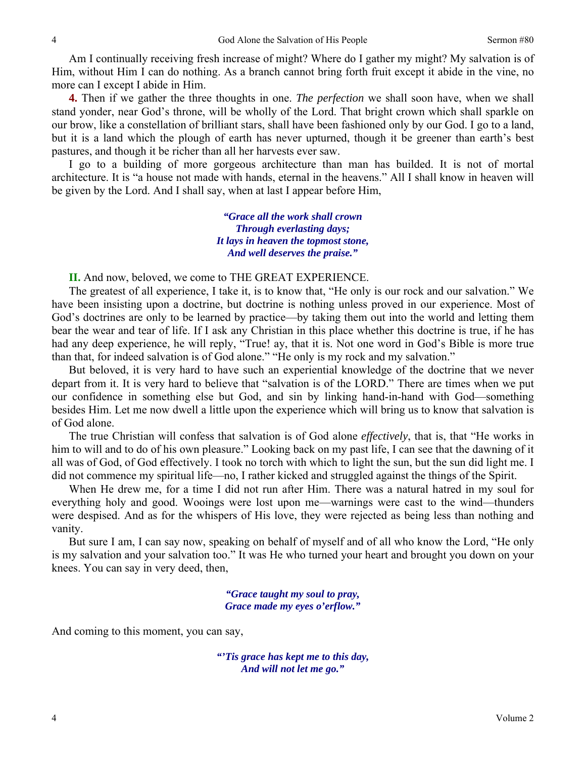Am I continually receiving fresh increase of might? Where do I gather my might? My salvation is of Him, without Him I can do nothing. As a branch cannot bring forth fruit except it abide in the vine, no more can I except I abide in Him.

**4.** Then if we gather the three thoughts in one. *The perfection* we shall soon have, when we shall stand yonder, near God's throne, will be wholly of the Lord. That bright crown which shall sparkle on our brow, like a constellation of brilliant stars, shall have been fashioned only by our God. I go to a land, but it is a land which the plough of earth has never upturned, though it be greener than earth's best pastures, and though it be richer than all her harvests ever saw.

I go to a building of more gorgeous architecture than man has builded. It is not of mortal architecture. It is "a house not made with hands, eternal in the heavens." All I shall know in heaven will be given by the Lord. And I shall say, when at last I appear before Him,

> ***"Grace all the work shall crown***
> ***Through everlasting days;***
> ***It lays in heaven the topmost stone,***
> ***And well deserves the praise."***

**II.** And now, beloved, we come to THE GREAT EXPERIENCE.

The greatest of all experience, I take it, is to know that, "He only is our rock and our salvation." We have been insisting upon a doctrine, but doctrine is nothing unless proved in our experience. Most of God's doctrines are only to be learned by practice—by taking them out into the world and letting them bear the wear and tear of life. If I ask any Christian in this place whether this doctrine is true, if he has had any deep experience, he will reply, "True! ay, that it is. Not one word in God's Bible is more true than that, for indeed salvation is of God alone." "He only is my rock and my salvation."

But beloved, it is very hard to have such an experiential knowledge of the doctrine that we never depart from it. It is very hard to believe that "salvation is of the LORD." There are times when we put our confidence in something else but God, and sin by linking hand-in-hand with God—something besides Him. Let me now dwell a little upon the experience which will bring us to know that salvation is of God alone.

The true Christian will confess that salvation is of God alone *effectively*, that is, that "He works in him to will and to do of his own pleasure." Looking back on my past life, I can see that the dawning of it all was of God, of God effectively. I took no torch with which to light the sun, but the sun did light me. I did not commence my spiritual life—no, I rather kicked and struggled against the things of the Spirit.

When He drew me, for a time I did not run after Him. There was a natural hatred in my soul for everything holy and good. Wooings were lost upon me—warnings were cast to the wind—thunders were despised. And as for the whispers of His love, they were rejected as being less than nothing and vanity.

But sure I am, I can say now, speaking on behalf of myself and of all who know the Lord, "He only is my salvation and your salvation too." It was He who turned your heart and brought you down on your knees. You can say in very deed, then,

> ***"Grace taught my soul to pray,***
> ***Grace made my eyes o'erflow."***

And coming to this moment, you can say,

> ***"'Tis grace has kept me to this day,***
> ***And will not let me go."***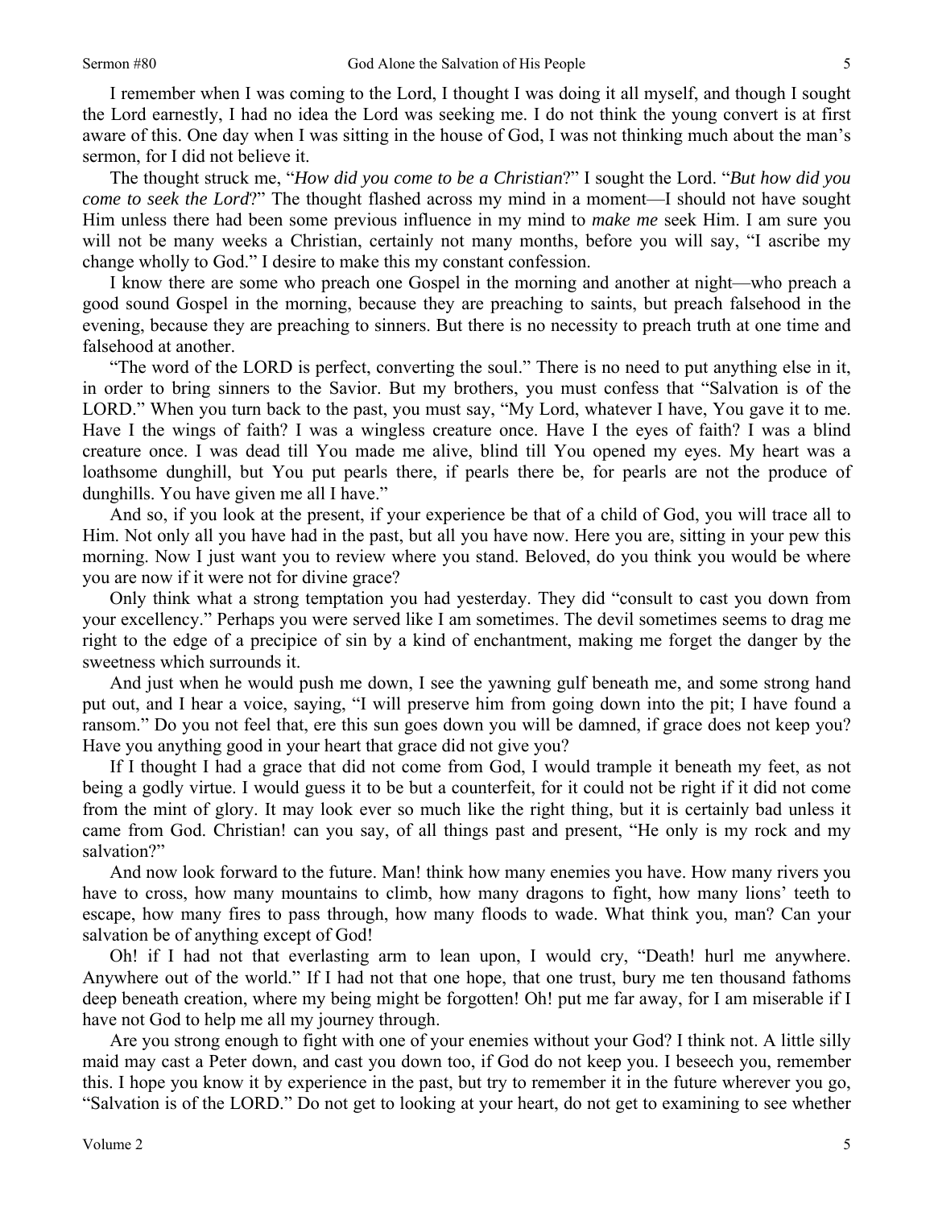I remember when I was coming to the Lord, I thought I was doing it all myself, and though I sought the Lord earnestly, I had no idea the Lord was seeking me. I do not think the young convert is at first aware of this. One day when I was sitting in the house of God, I was not thinking much about the man's sermon, for I did not believe it.

The thought struck me, "*How did you come to be a Christian*?" I sought the Lord. "*But how did you come to seek the Lord*?" The thought flashed across my mind in a moment—I should not have sought Him unless there had been some previous influence in my mind to *make me* seek Him. I am sure you will not be many weeks a Christian, certainly not many months, before you will say, "I ascribe my change wholly to God." I desire to make this my constant confession.

I know there are some who preach one Gospel in the morning and another at night—who preach a good sound Gospel in the morning, because they are preaching to saints, but preach falsehood in the evening, because they are preaching to sinners. But there is no necessity to preach truth at one time and falsehood at another.

"The word of the LORD is perfect, converting the soul." There is no need to put anything else in it, in order to bring sinners to the Savior. But my brothers, you must confess that "Salvation is of the LORD." When you turn back to the past, you must say, "My Lord, whatever I have, You gave it to me. Have I the wings of faith? I was a wingless creature once. Have I the eyes of faith? I was a blind creature once. I was dead till You made me alive, blind till You opened my eyes. My heart was a loathsome dunghill, but You put pearls there, if pearls there be, for pearls are not the produce of dunghills. You have given me all I have."

And so, if you look at the present, if your experience be that of a child of God, you will trace all to Him. Not only all you have had in the past, but all you have now. Here you are, sitting in your pew this morning. Now I just want you to review where you stand. Beloved, do you think you would be where you are now if it were not for divine grace?

Only think what a strong temptation you had yesterday. They did "consult to cast you down from your excellency." Perhaps you were served like I am sometimes. The devil sometimes seems to drag me right to the edge of a precipice of sin by a kind of enchantment, making me forget the danger by the sweetness which surrounds it.

And just when he would push me down, I see the yawning gulf beneath me, and some strong hand put out, and I hear a voice, saying, "I will preserve him from going down into the pit; I have found a ransom." Do you not feel that, ere this sun goes down you will be damned, if grace does not keep you? Have you anything good in your heart that grace did not give you?

If I thought I had a grace that did not come from God, I would trample it beneath my feet, as not being a godly virtue. I would guess it to be but a counterfeit, for it could not be right if it did not come from the mint of glory. It may look ever so much like the right thing, but it is certainly bad unless it came from God. Christian! can you say, of all things past and present, "He only is my rock and my salvation?"

And now look forward to the future. Man! think how many enemies you have. How many rivers you have to cross, how many mountains to climb, how many dragons to fight, how many lions' teeth to escape, how many fires to pass through, how many floods to wade. What think you, man? Can your salvation be of anything except of God!

Oh! if I had not that everlasting arm to lean upon, I would cry, "Death! hurl me anywhere. Anywhere out of the world." If I had not that one hope, that one trust, bury me ten thousand fathoms deep beneath creation, where my being might be forgotten! Oh! put me far away, for I am miserable if I have not God to help me all my journey through.

Are you strong enough to fight with one of your enemies without your God? I think not. A little silly maid may cast a Peter down, and cast you down too, if God do not keep you. I beseech you, remember this. I hope you know it by experience in the past, but try to remember it in the future wherever you go, "Salvation is of the LORD." Do not get to looking at your heart, do not get to examining to see whether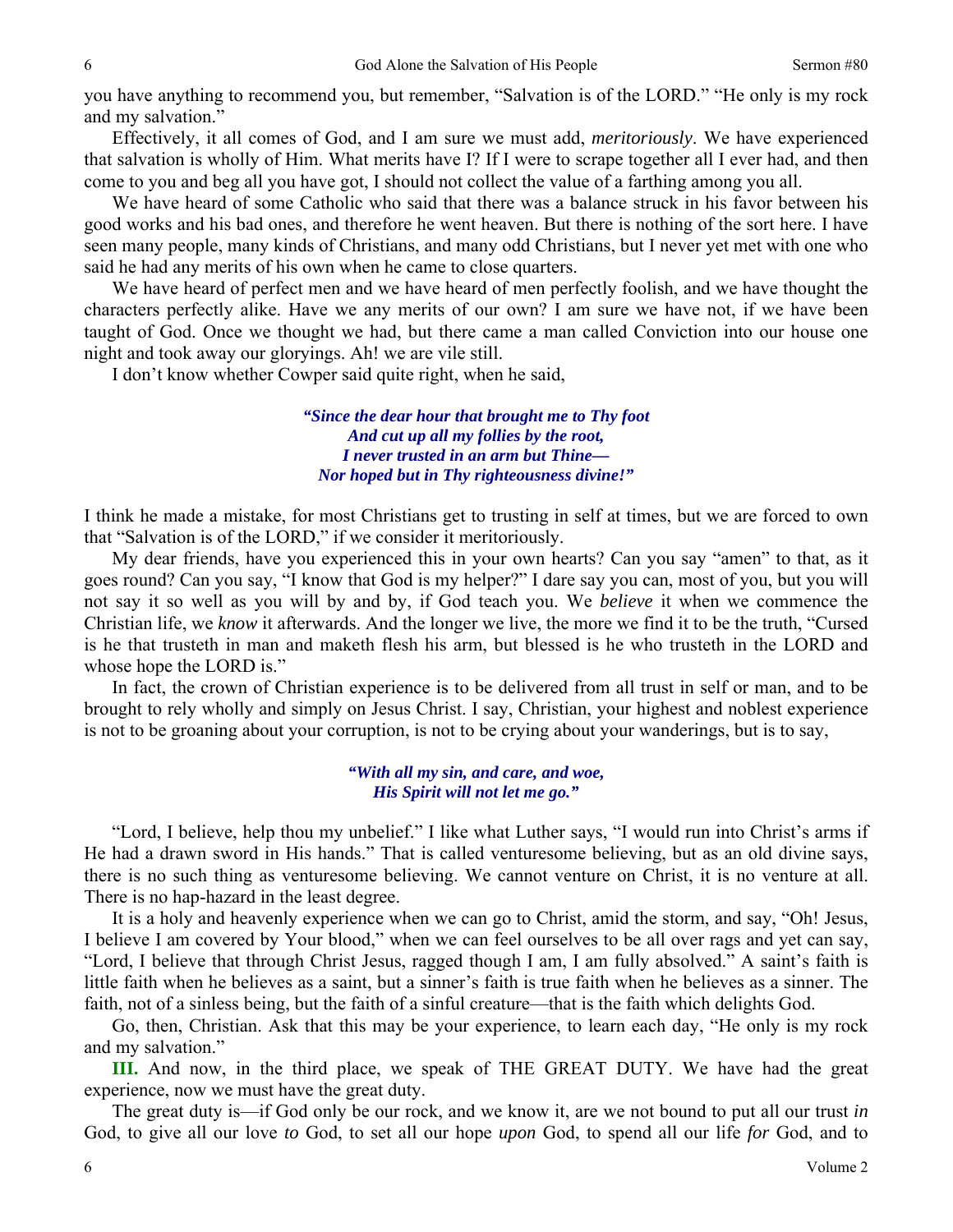you have anything to recommend you, but remember, "Salvation is of the LORD." "He only is my rock and my salvation."

Effectively, it all comes of God, and I am sure we must add, *meritoriously*. We have experienced that salvation is wholly of Him. What merits have I? If I were to scrape together all I ever had, and then come to you and beg all you have got, I should not collect the value of a farthing among you all.

We have heard of some Catholic who said that there was a balance struck in his favor between his good works and his bad ones, and therefore he went heaven. But there is nothing of the sort here. I have seen many people, many kinds of Christians, and many odd Christians, but I never yet met with one who said he had any merits of his own when he came to close quarters.

We have heard of perfect men and we have heard of men perfectly foolish, and we have thought the characters perfectly alike. Have we any merits of our own? I am sure we have not, if we have been taught of God. Once we thought we had, but there came a man called Conviction into our house one night and took away our gloryings. Ah! we are vile still.

I don't know whether Cowper said quite right, when he said,

> *"Since the dear hour that brought me to Thy foot*
> *And cut up all my follies by the root,*
> *I never trusted in an arm but Thine—*
> *Nor hoped but in Thy righteousness divine!"*

I think he made a mistake, for most Christians get to trusting in self at times, but we are forced to own that "Salvation is of the LORD," if we consider it meritoriously.

My dear friends, have you experienced this in your own hearts? Can you say "amen" to that, as it goes round? Can you say, "I know that God is my helper?" I dare say you can, most of you, but you will not say it so well as you will by and by, if God teach you. We *believe* it when we commence the Christian life, we *know* it afterwards. And the longer we live, the more we find it to be the truth, "Cursed is he that trusteth in man and maketh flesh his arm, but blessed is he who trusteth in the LORD and whose hope the LORD is."

In fact, the crown of Christian experience is to be delivered from all trust in self or man, and to be brought to rely wholly and simply on Jesus Christ. I say, Christian, your highest and noblest experience is not to be groaning about your corruption, is not to be crying about your wanderings, but is to say,

> *"With all my sin, and care, and woe,*
> *His Spirit will not let me go."*

"Lord, I believe, help thou my unbelief." I like what Luther says, "I would run into Christ's arms if He had a drawn sword in His hands." That is called venturesome believing, but as an old divine says, there is no such thing as venturesome believing. We cannot venture on Christ, it is no venture at all. There is no hap-hazard in the least degree.

It is a holy and heavenly experience when we can go to Christ, amid the storm, and say, "Oh! Jesus, I believe I am covered by Your blood," when we can feel ourselves to be all over rags and yet can say, "Lord, I believe that through Christ Jesus, ragged though I am, I am fully absolved." A saint's faith is little faith when he believes as a saint, but a sinner's faith is true faith when he believes as a sinner. The faith, not of a sinless being, but the faith of a sinful creature—that is the faith which delights God.

Go, then, Christian. Ask that this may be your experience, to learn each day, "He only is my rock and my salvation."

**III.** And now, in the third place, we speak of THE GREAT DUTY. We have had the great experience, now we must have the great duty.

The great duty is—if God only be our rock, and we know it, are we not bound to put all our trust *in* God, to give all our love *to* God, to set all our hope *upon* God, to spend all our life *for* God, and to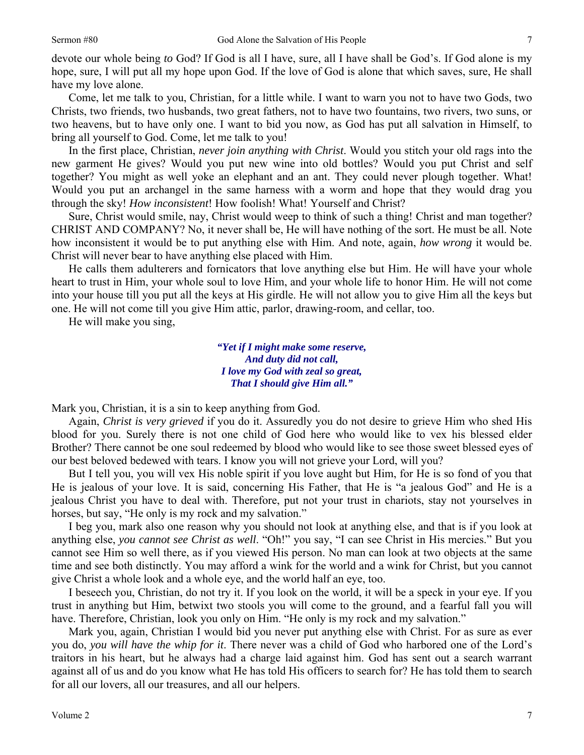devote our whole being *to* God? If God is all I have, sure, all I have shall be God's. If God alone is my hope, sure, I will put all my hope upon God. If the love of God is alone that which saves, sure, He shall have my love alone.

Come, let me talk to you, Christian, for a little while. I want to warn you not to have two Gods, two Christs, two friends, two husbands, two great fathers, not to have two fountains, two rivers, two suns, or two heavens, but to have only one. I want to bid you now, as God has put all salvation in Himself, to bring all yourself to God. Come, let me talk to you!

In the first place, Christian, *never join anything with Christ*. Would you stitch your old rags into the new garment He gives? Would you put new wine into old bottles? Would you put Christ and self together? You might as well yoke an elephant and an ant. They could never plough together. What! Would you put an archangel in the same harness with a worm and hope that they would drag you through the sky! *How inconsistent*! How foolish! What! Yourself and Christ?

Sure, Christ would smile, nay, Christ would weep to think of such a thing! Christ and man together? CHRIST AND COMPANY? No, it never shall be, He will have nothing of the sort. He must be all. Note how inconsistent it would be to put anything else with Him. And note, again, *how wrong* it would be. Christ will never bear to have anything else placed with Him.

He calls them adulterers and fornicators that love anything else but Him. He will have your whole heart to trust in Him, your whole soul to love Him, and your whole life to honor Him. He will not come into your house till you put all the keys at His girdle. He will not allow you to give Him all the keys but one. He will not come till you give Him attic, parlor, drawing-room, and cellar, too.

He will make you sing,

> ***"Yet if I might make some reserve,***
> ***And duty did not call,***
> ***I love my God with zeal so great,***
> ***That I should give Him all."***

Mark you, Christian, it is a sin to keep anything from God.

Again, *Christ is very grieved* if you do it. Assuredly you do not desire to grieve Him who shed His blood for you. Surely there is not one child of God here who would like to vex his blessed elder Brother? There cannot be one soul redeemed by blood who would like to see those sweet blessed eyes of our best beloved bedewed with tears. I know you will not grieve your Lord, will you?

But I tell you, you will vex His noble spirit if you love aught but Him, for He is so fond of you that He is jealous of your love. It is said, concerning His Father, that He is "a jealous God" and He is a jealous Christ you have to deal with. Therefore, put not your trust in chariots, stay not yourselves in horses, but say, "He only is my rock and my salvation."

I beg you, mark also one reason why you should not look at anything else, and that is if you look at anything else, *you cannot see Christ as well*. "Oh!" you say, "I can see Christ in His mercies." But you cannot see Him so well there, as if you viewed His person. No man can look at two objects at the same time and see both distinctly. You may afford a wink for the world and a wink for Christ, but you cannot give Christ a whole look and a whole eye, and the world half an eye, too.

I beseech you, Christian, do not try it. If you look on the world, it will be a speck in your eye. If you trust in anything but Him, betwixt two stools you will come to the ground, and a fearful fall you will have. Therefore, Christian, look you only on Him. "He only is my rock and my salvation."

Mark you, again, Christian I would bid you never put anything else with Christ. For as sure as ever you do, *you will have the whip for it*. There never was a child of God who harbored one of the Lord's traitors in his heart, but he always had a charge laid against him. God has sent out a search warrant against all of us and do you know what He has told His officers to search for? He has told them to search for all our lovers, all our treasures, and all our helpers.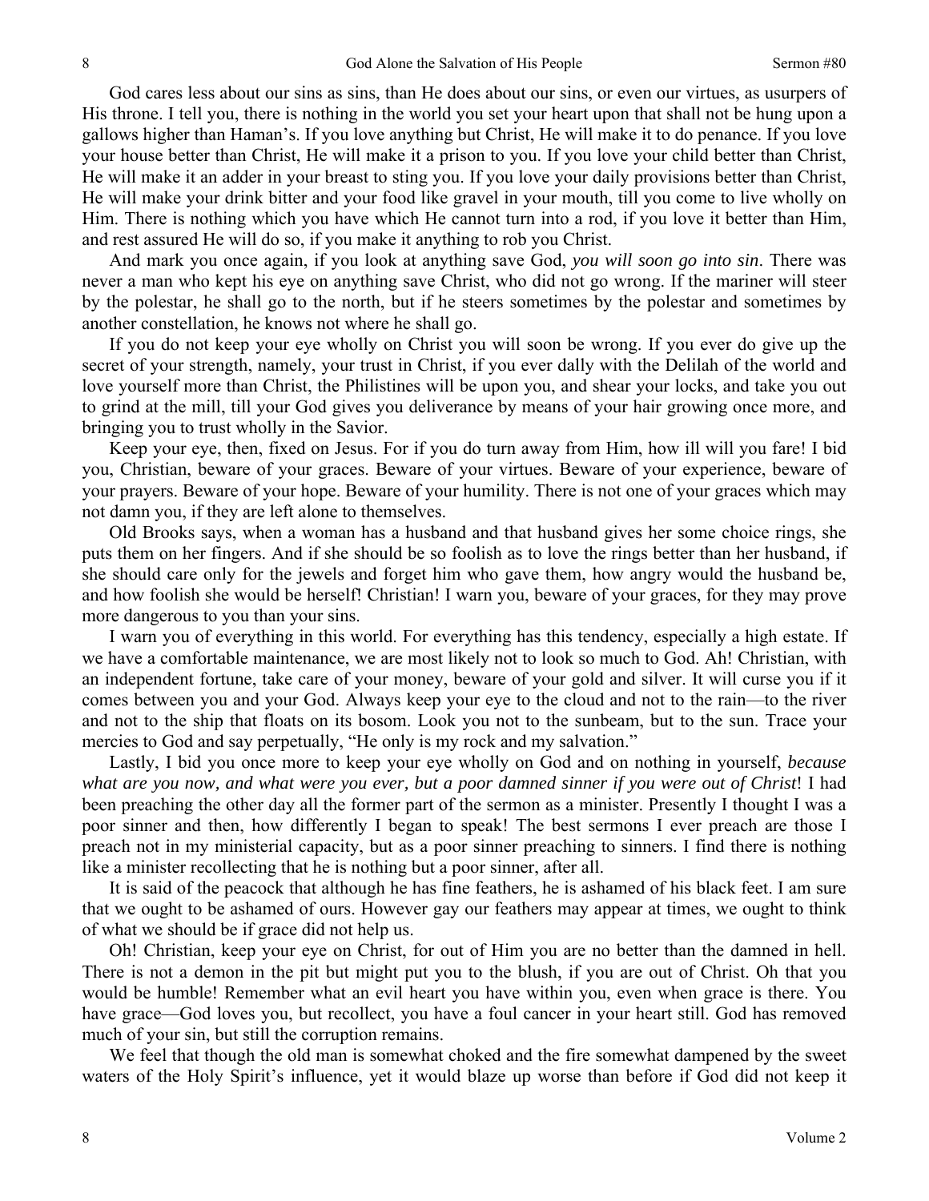God cares less about our sins as sins, than He does about our sins, or even our virtues, as usurpers of His throne. I tell you, there is nothing in the world you set your heart upon that shall not be hung upon a gallows higher than Haman's. If you love anything but Christ, He will make it to do penance. If you love your house better than Christ, He will make it a prison to you. If you love your child better than Christ, He will make it an adder in your breast to sting you. If you love your daily provisions better than Christ, He will make your drink bitter and your food like gravel in your mouth, till you come to live wholly on Him. There is nothing which you have which He cannot turn into a rod, if you love it better than Him, and rest assured He will do so, if you make it anything to rob you Christ.

And mark you once again, if you look at anything save God, *you will soon go into sin*. There was never a man who kept his eye on anything save Christ, who did not go wrong. If the mariner will steer by the polestar, he shall go to the north, but if he steers sometimes by the polestar and sometimes by another constellation, he knows not where he shall go.

If you do not keep your eye wholly on Christ you will soon be wrong. If you ever do give up the secret of your strength, namely, your trust in Christ, if you ever dally with the Delilah of the world and love yourself more than Christ, the Philistines will be upon you, and shear your locks, and take you out to grind at the mill, till your God gives you deliverance by means of your hair growing once more, and bringing you to trust wholly in the Savior.

Keep your eye, then, fixed on Jesus. For if you do turn away from Him, how ill will you fare! I bid you, Christian, beware of your graces. Beware of your virtues. Beware of your experience, beware of your prayers. Beware of your hope. Beware of your humility. There is not one of your graces which may not damn you, if they are left alone to themselves.

Old Brooks says, when a woman has a husband and that husband gives her some choice rings, she puts them on her fingers. And if she should be so foolish as to love the rings better than her husband, if she should care only for the jewels and forget him who gave them, how angry would the husband be, and how foolish she would be herself! Christian! I warn you, beware of your graces, for they may prove more dangerous to you than your sins.

I warn you of everything in this world. For everything has this tendency, especially a high estate. If we have a comfortable maintenance, we are most likely not to look so much to God. Ah! Christian, with an independent fortune, take care of your money, beware of your gold and silver. It will curse you if it comes between you and your God. Always keep your eye to the cloud and not to the rain—to the river and not to the ship that floats on its bosom. Look you not to the sunbeam, but to the sun. Trace your mercies to God and say perpetually, "He only is my rock and my salvation."

Lastly, I bid you once more to keep your eye wholly on God and on nothing in yourself, *because what are you now, and what were you ever, but a poor damned sinner if you were out of Christ*! I had been preaching the other day all the former part of the sermon as a minister. Presently I thought I was a poor sinner and then, how differently I began to speak! The best sermons I ever preach are those I preach not in my ministerial capacity, but as a poor sinner preaching to sinners. I find there is nothing like a minister recollecting that he is nothing but a poor sinner, after all.

It is said of the peacock that although he has fine feathers, he is ashamed of his black feet. I am sure that we ought to be ashamed of ours. However gay our feathers may appear at times, we ought to think of what we should be if grace did not help us.

Oh! Christian, keep your eye on Christ, for out of Him you are no better than the damned in hell. There is not a demon in the pit but might put you to the blush, if you are out of Christ. Oh that you would be humble! Remember what an evil heart you have within you, even when grace is there. You have grace—God loves you, but recollect, you have a foul cancer in your heart still. God has removed much of your sin, but still the corruption remains.

We feel that though the old man is somewhat choked and the fire somewhat dampened by the sweet waters of the Holy Spirit's influence, yet it would blaze up worse than before if God did not keep it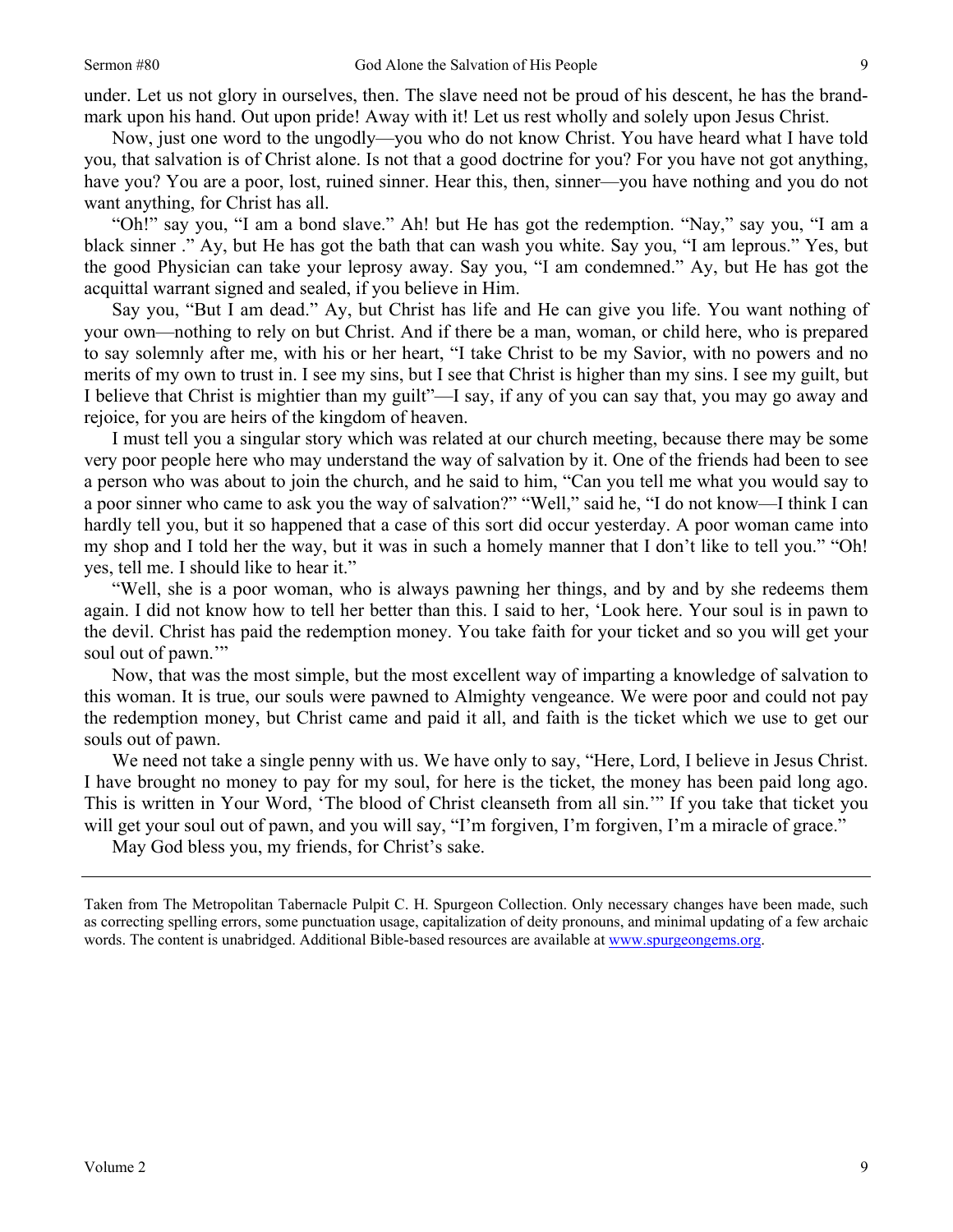under. Let us not glory in ourselves, then. The slave need not be proud of his descent, he has the brand-mark upon his hand. Out upon pride! Away with it! Let us rest wholly and solely upon Jesus Christ.

Now, just one word to the ungodly—you who do not know Christ. You have heard what I have told you, that salvation is of Christ alone. Is not that a good doctrine for you? For you have not got anything, have you? You are a poor, lost, ruined sinner. Hear this, then, sinner—you have nothing and you do not want anything, for Christ has all.

"Oh!" say you, "I am a bond slave." Ah! but He has got the redemption. "Nay," say you, "I am a black sinner ." Ay, but He has got the bath that can wash you white. Say you, "I am leprous." Yes, but the good Physician can take your leprosy away. Say you, "I am condemned." Ay, but He has got the acquittal warrant signed and sealed, if you believe in Him.

Say you, "But I am dead." Ay, but Christ has life and He can give you life. You want nothing of your own—nothing to rely on but Christ. And if there be a man, woman, or child here, who is prepared to say solemnly after me, with his or her heart, "I take Christ to be my Savior, with no powers and no merits of my own to trust in. I see my sins, but I see that Christ is higher than my sins. I see my guilt, but I believe that Christ is mightier than my guilt"—I say, if any of you can say that, you may go away and rejoice, for you are heirs of the kingdom of heaven.

I must tell you a singular story which was related at our church meeting, because there may be some very poor people here who may understand the way of salvation by it. One of the friends had been to see a person who was about to join the church, and he said to him, "Can you tell me what you would say to a poor sinner who came to ask you the way of salvation?" "Well," said he, "I do not know—I think I can hardly tell you, but it so happened that a case of this sort did occur yesterday. A poor woman came into my shop and I told her the way, but it was in such a homely manner that I don't like to tell you." "Oh! yes, tell me. I should like to hear it."

"Well, she is a poor woman, who is always pawning her things, and by and by she redeems them again. I did not know how to tell her better than this. I said to her, 'Look here. Your soul is in pawn to the devil. Christ has paid the redemption money. You take faith for your ticket and so you will get your soul out of pawn.'"

Now, that was the most simple, but the most excellent way of imparting a knowledge of salvation to this woman. It is true, our souls were pawned to Almighty vengeance. We were poor and could not pay the redemption money, but Christ came and paid it all, and faith is the ticket which we use to get our souls out of pawn.

We need not take a single penny with us. We have only to say, "Here, Lord, I believe in Jesus Christ. I have brought no money to pay for my soul, for here is the ticket, the money has been paid long ago. This is written in Your Word, 'The blood of Christ cleanseth from all sin.'" If you take that ticket you will get your soul out of pawn, and you will say, "I'm forgiven, I'm forgiven, I'm a miracle of grace."

May God bless you, my friends, for Christ's sake.

---

Taken from The Metropolitan Tabernacle Pulpit C. H. Spurgeon Collection. Only necessary changes have been made, such as correcting spelling errors, some punctuation usage, capitalization of deity pronouns, and minimal updating of a few archaic words. The content is unabridged. Additional Bible-based resources are available at www.spurgeongems.org.